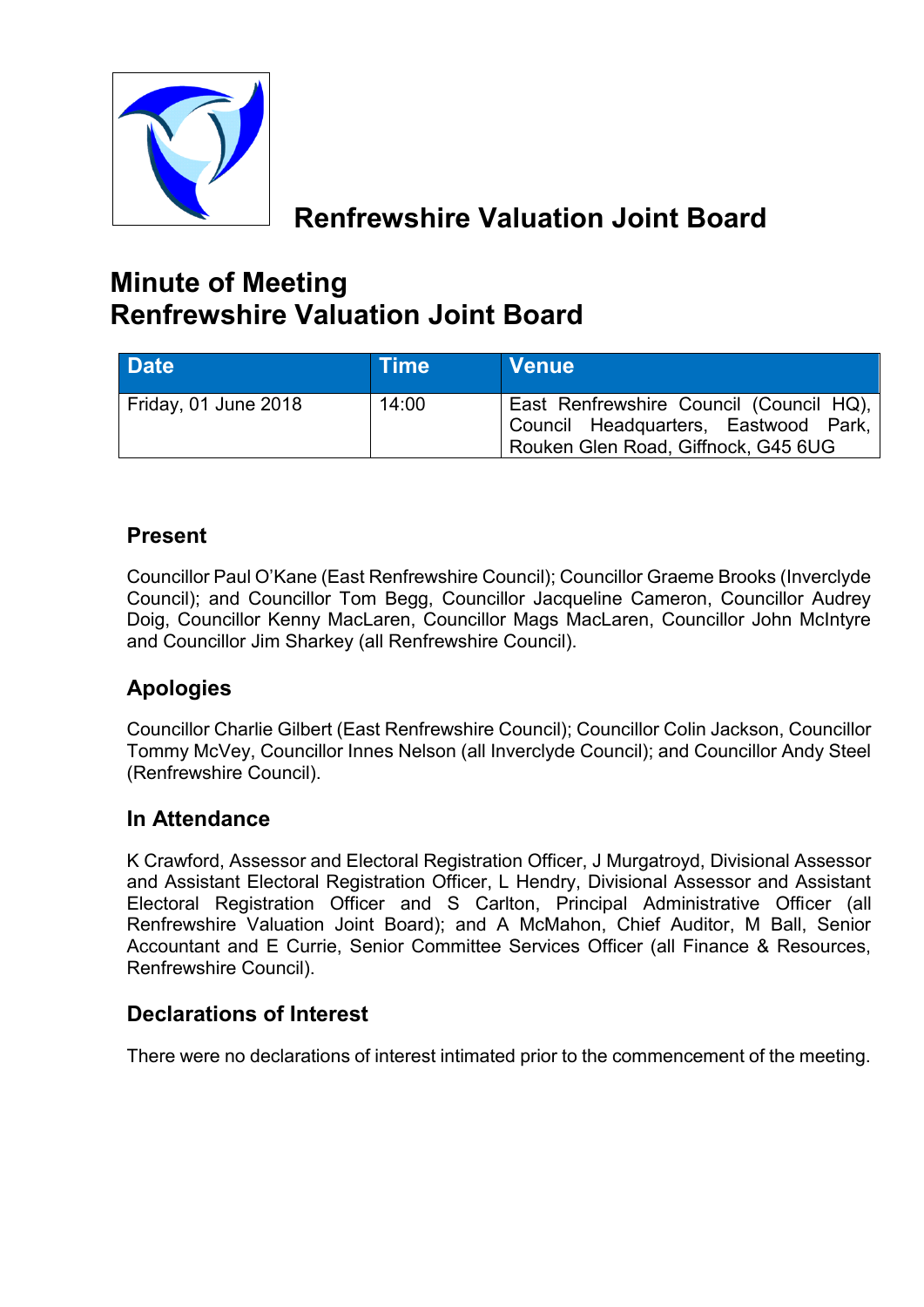# Renfrewshire Valuation Joint Board

# Minute of Meeting
# Renfrewshire Valuation Joint Board

| Date | Time | Venue |
| --- | --- | --- |
| Friday, 01 June 2018 | 14:00 | East Renfrewshire Council (Council HQ), Council Headquarters, Eastwood Park, Rouken Glen Road, Giffnock, G45 6UG |

## Present

Councillor Paul O'Kane (East Renfrewshire Council); Councillor Graeme Brooks (Inverclyde Council); and Councillor Tom Begg, Councillor Jacqueline Cameron, Councillor Audrey Doig, Councillor Kenny MacLaren, Councillor Mags MacLaren, Councillor John McIntyre and Councillor Jim Sharkey (all Renfrewshire Council).

## Apologies

Councillor Charlie Gilbert (East Renfrewshire Council); Councillor Colin Jackson, Councillor Tommy McVey, Councillor Innes Nelson (all Inverclyde Council); and Councillor Andy Steel (Renfrewshire Council).

## In Attendance

K Crawford, Assessor and Electoral Registration Officer, J Murgatroyd, Divisional Assessor and Assistant Electoral Registration Officer, L Hendry, Divisional Assessor and Assistant Electoral Registration Officer and S Carlton, Principal Administrative Officer (all Renfrewshire Valuation Joint Board); and A McMahon, Chief Auditor, M Ball, Senior Accountant and E Currie, Senior Committee Services Officer (all Finance & Resources, Renfrewshire Council).

## Declarations of Interest

There were no declarations of interest intimated prior to the commencement of the meeting.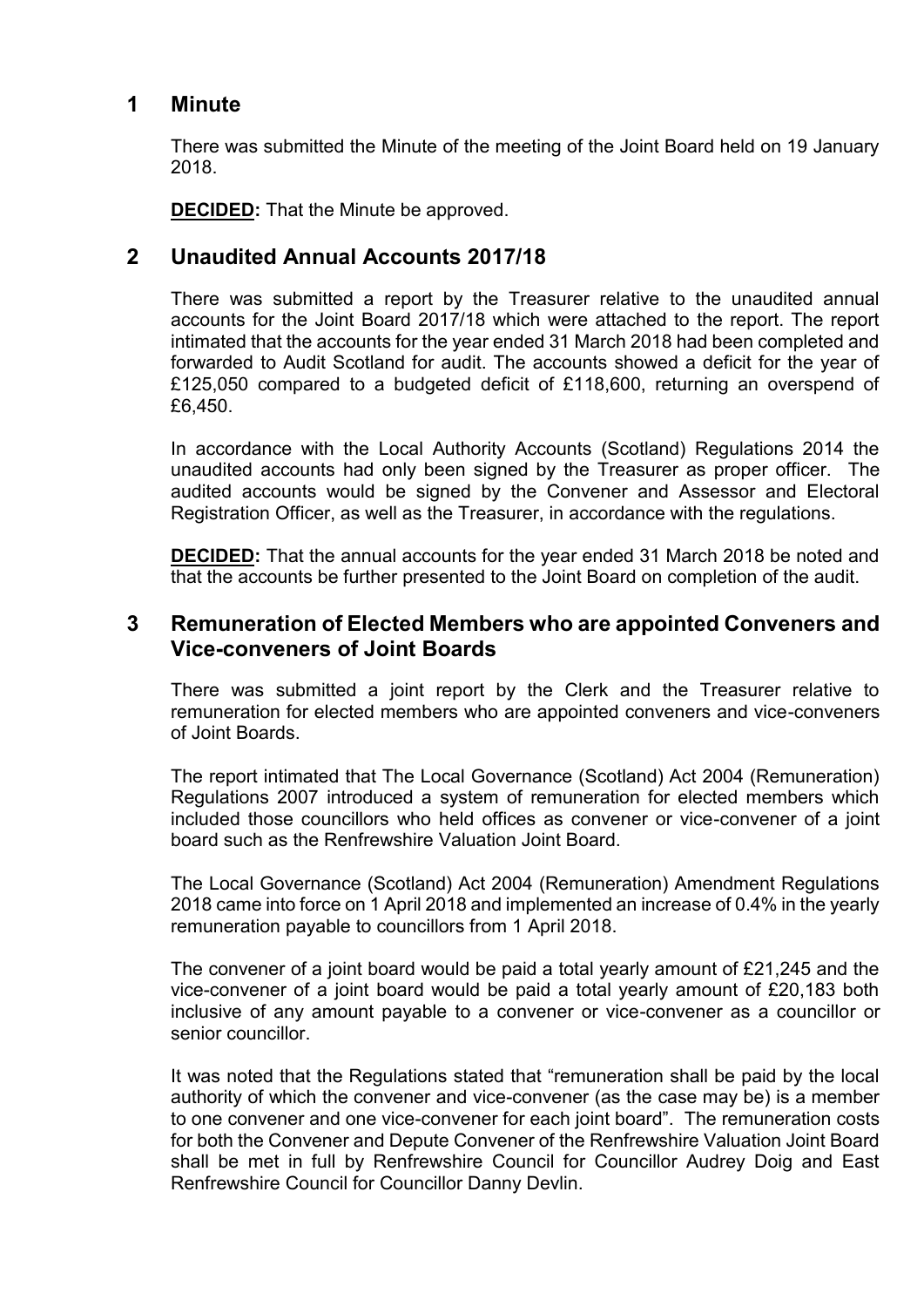## 1 Minute

There was submitted the Minute of the meeting of the Joint Board held on 19 January 2018.

**DECIDED:** That the Minute be approved.

## 2 Unaudited Annual Accounts 2017/18

There was submitted a report by the Treasurer relative to the unaudited annual accounts for the Joint Board 2017/18 which were attached to the report. The report intimated that the accounts for the year ended 31 March 2018 had been completed and forwarded to Audit Scotland for audit. The accounts showed a deficit for the year of £125,050 compared to a budgeted deficit of £118,600, returning an overspend of £6,450.

In accordance with the Local Authority Accounts (Scotland) Regulations 2014 the unaudited accounts had only been signed by the Treasurer as proper officer. The audited accounts would be signed by the Convener and Assessor and Electoral Registration Officer, as well as the Treasurer, in accordance with the regulations.

**DECIDED:** That the annual accounts for the year ended 31 March 2018 be noted and that the accounts be further presented to the Joint Board on completion of the audit.

## 3 Remuneration of Elected Members who are appointed Conveners and Vice-conveners of Joint Boards

There was submitted a joint report by the Clerk and the Treasurer relative to remuneration for elected members who are appointed conveners and vice-conveners of Joint Boards.

The report intimated that The Local Governance (Scotland) Act 2004 (Remuneration) Regulations 2007 introduced a system of remuneration for elected members which included those councillors who held offices as convener or vice-convener of a joint board such as the Renfrewshire Valuation Joint Board.

The Local Governance (Scotland) Act 2004 (Remuneration) Amendment Regulations 2018 came into force on 1 April 2018 and implemented an increase of 0.4% in the yearly remuneration payable to councillors from 1 April 2018.

The convener of a joint board would be paid a total yearly amount of £21,245 and the vice-convener of a joint board would be paid a total yearly amount of £20,183 both inclusive of any amount payable to a convener or vice-convener as a councillor or senior councillor.

It was noted that the Regulations stated that "remuneration shall be paid by the local authority of which the convener and vice-convener (as the case may be) is a member to one convener and one vice-convener for each joint board". The remuneration costs for both the Convener and Depute Convener of the Renfrewshire Valuation Joint Board shall be met in full by Renfrewshire Council for Councillor Audrey Doig and East Renfrewshire Council for Councillor Danny Devlin.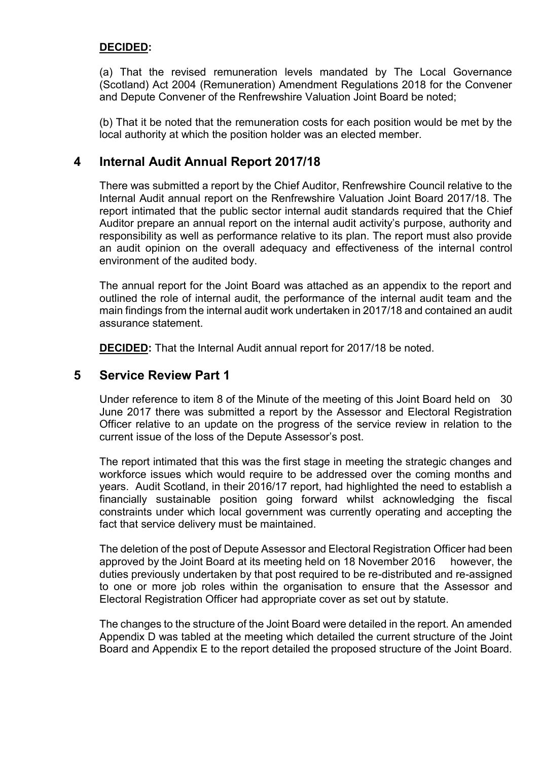**DECIDED:**

(a) That the revised remuneration levels mandated by The Local Governance (Scotland) Act 2004 (Remuneration) Amendment Regulations 2018 for the Convener and Depute Convener of the Renfrewshire Valuation Joint Board be noted;

(b) That it be noted that the remuneration costs for each position would be met by the local authority at which the position holder was an elected member.

## 4 Internal Audit Annual Report 2017/18

There was submitted a report by the Chief Auditor, Renfrewshire Council relative to the Internal Audit annual report on the Renfrewshire Valuation Joint Board 2017/18. The report intimated that the public sector internal audit standards required that the Chief Auditor prepare an annual report on the internal audit activity's purpose, authority and responsibility as well as performance relative to its plan. The report must also provide an audit opinion on the overall adequacy and effectiveness of the internal control environment of the audited body.

The annual report for the Joint Board was attached as an appendix to the report and outlined the role of internal audit, the performance of the internal audit team and the main findings from the internal audit work undertaken in 2017/18 and contained an audit assurance statement.

**DECIDED:** That the Internal Audit annual report for 2017/18 be noted.

## 5 Service Review Part 1

Under reference to item 8 of the Minute of the meeting of this Joint Board held on 30 June 2017 there was submitted a report by the Assessor and Electoral Registration Officer relative to an update on the progress of the service review in relation to the current issue of the loss of the Depute Assessor's post.

The report intimated that this was the first stage in meeting the strategic changes and workforce issues which would require to be addressed over the coming months and years. Audit Scotland, in their 2016/17 report, had highlighted the need to establish a financially sustainable position going forward whilst acknowledging the fiscal constraints under which local government was currently operating and accepting the fact that service delivery must be maintained.

The deletion of the post of Depute Assessor and Electoral Registration Officer had been approved by the Joint Board at its meeting held on 18 November 2016 however, the duties previously undertaken by that post required to be re-distributed and re-assigned to one or more job roles within the organisation to ensure that the Assessor and Electoral Registration Officer had appropriate cover as set out by statute.

The changes to the structure of the Joint Board were detailed in the report. An amended Appendix D was tabled at the meeting which detailed the current structure of the Joint Board and Appendix E to the report detailed the proposed structure of the Joint Board.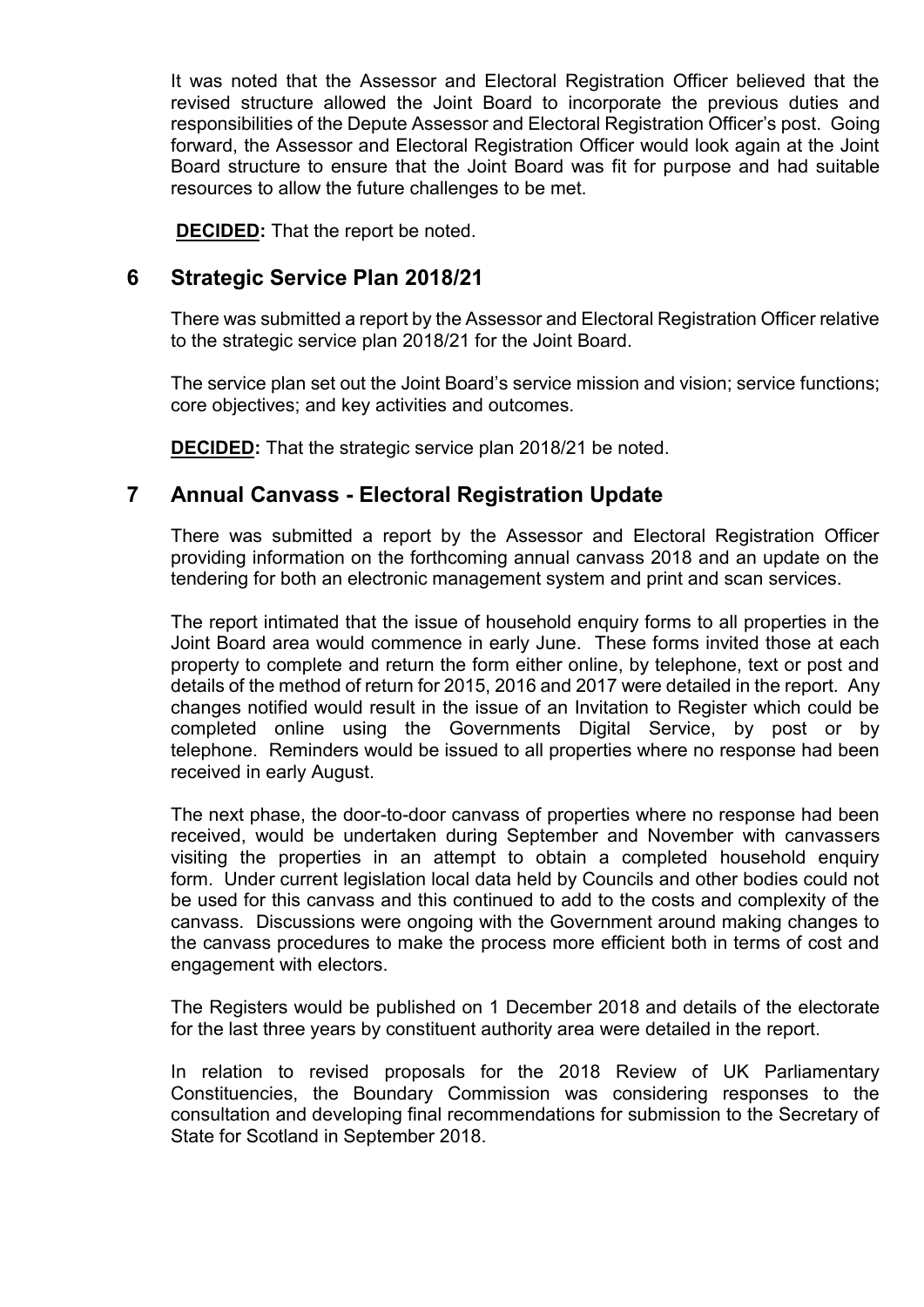It was noted that the Assessor and Electoral Registration Officer believed that the revised structure allowed the Joint Board to incorporate the previous duties and responsibilities of the Depute Assessor and Electoral Registration Officer's post. Going forward, the Assessor and Electoral Registration Officer would look again at the Joint Board structure to ensure that the Joint Board was fit for purpose and had suitable resources to allow the future challenges to be met.

**DECIDED:** That the report be noted.

## 6 Strategic Service Plan 2018/21

There was submitted a report by the Assessor and Electoral Registration Officer relative to the strategic service plan 2018/21 for the Joint Board.

The service plan set out the Joint Board's service mission and vision; service functions; core objectives; and key activities and outcomes.

**DECIDED:** That the strategic service plan 2018/21 be noted.

## 7 Annual Canvass - Electoral Registration Update

There was submitted a report by the Assessor and Electoral Registration Officer providing information on the forthcoming annual canvass 2018 and an update on the tendering for both an electronic management system and print and scan services.

The report intimated that the issue of household enquiry forms to all properties in the Joint Board area would commence in early June. These forms invited those at each property to complete and return the form either online, by telephone, text or post and details of the method of return for 2015, 2016 and 2017 were detailed in the report. Any changes notified would result in the issue of an Invitation to Register which could be completed online using the Governments Digital Service, by post or by telephone. Reminders would be issued to all properties where no response had been received in early August.

The next phase, the door-to-door canvass of properties where no response had been received, would be undertaken during September and November with canvassers visiting the properties in an attempt to obtain a completed household enquiry form. Under current legislation local data held by Councils and other bodies could not be used for this canvass and this continued to add to the costs and complexity of the canvass. Discussions were ongoing with the Government around making changes to the canvass procedures to make the process more efficient both in terms of cost and engagement with electors.

The Registers would be published on 1 December 2018 and details of the electorate for the last three years by constituent authority area were detailed in the report.

In relation to revised proposals for the 2018 Review of UK Parliamentary Constituencies, the Boundary Commission was considering responses to the consultation and developing final recommendations for submission to the Secretary of State for Scotland in September 2018.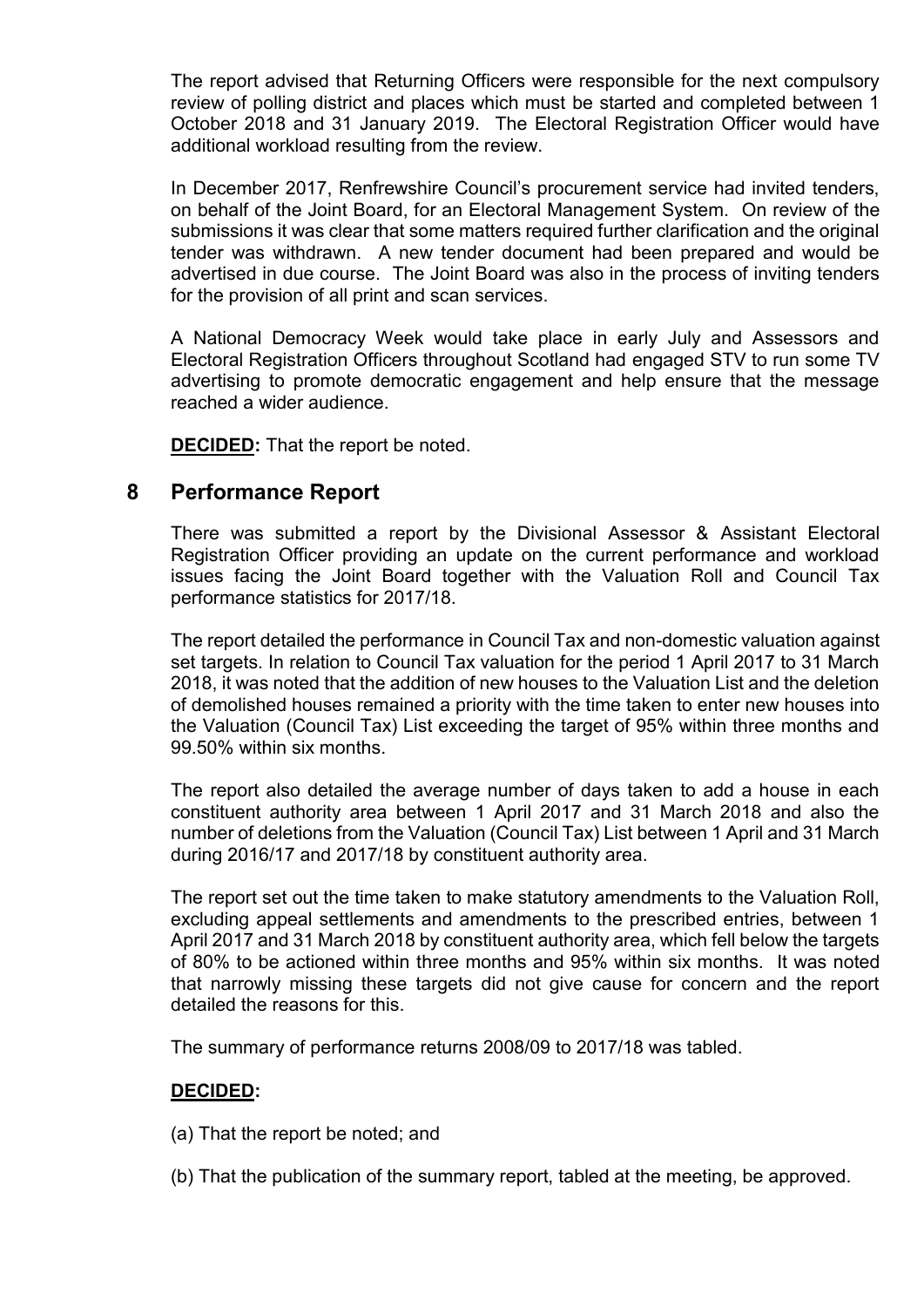The report advised that Returning Officers were responsible for the next compulsory review of polling district and places which must be started and completed between 1 October 2018 and 31 January 2019. The Electoral Registration Officer would have additional workload resulting from the review.

In December 2017, Renfrewshire Council's procurement service had invited tenders, on behalf of the Joint Board, for an Electoral Management System. On review of the submissions it was clear that some matters required further clarification and the original tender was withdrawn. A new tender document had been prepared and would be advertised in due course. The Joint Board was also in the process of inviting tenders for the provision of all print and scan services.

A National Democracy Week would take place in early July and Assessors and Electoral Registration Officers throughout Scotland had engaged STV to run some TV advertising to promote democratic engagement and help ensure that the message reached a wider audience.

**DECIDED:** That the report be noted.

## 8 Performance Report

There was submitted a report by the Divisional Assessor & Assistant Electoral Registration Officer providing an update on the current performance and workload issues facing the Joint Board together with the Valuation Roll and Council Tax performance statistics for 2017/18.

The report detailed the performance in Council Tax and non-domestic valuation against set targets. In relation to Council Tax valuation for the period 1 April 2017 to 31 March 2018, it was noted that the addition of new houses to the Valuation List and the deletion of demolished houses remained a priority with the time taken to enter new houses into the Valuation (Council Tax) List exceeding the target of 95% within three months and 99.50% within six months.

The report also detailed the average number of days taken to add a house in each constituent authority area between 1 April 2017 and 31 March 2018 and also the number of deletions from the Valuation (Council Tax) List between 1 April and 31 March during 2016/17 and 2017/18 by constituent authority area.

The report set out the time taken to make statutory amendments to the Valuation Roll, excluding appeal settlements and amendments to the prescribed entries, between 1 April 2017 and 31 March 2018 by constituent authority area, which fell below the targets of 80% to be actioned within three months and 95% within six months. It was noted that narrowly missing these targets did not give cause for concern and the report detailed the reasons for this.

The summary of performance returns 2008/09 to 2017/18 was tabled.

**DECIDED:**

(a) That the report be noted; and

(b) That the publication of the summary report, tabled at the meeting, be approved.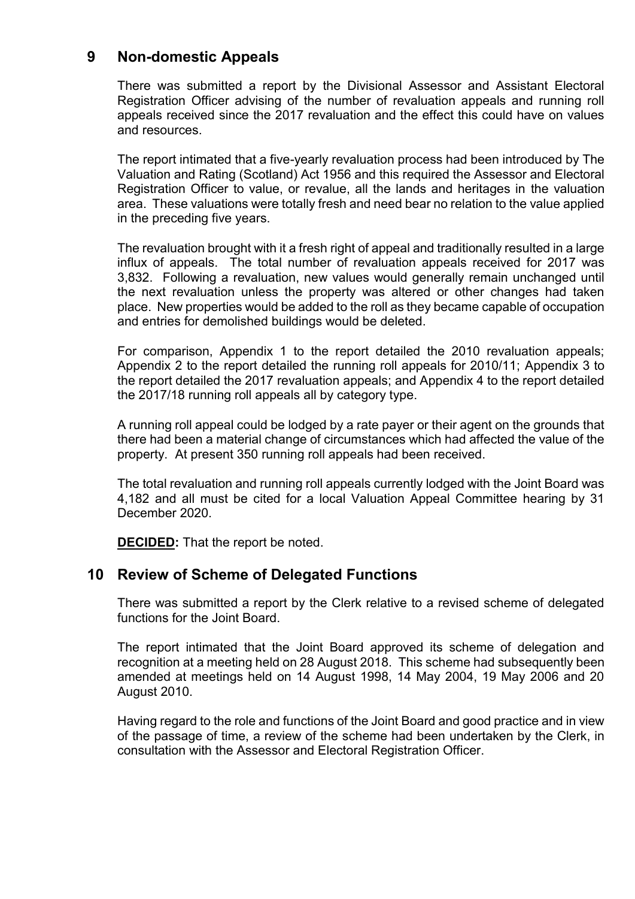## 9 Non-domestic Appeals

There was submitted a report by the Divisional Assessor and Assistant Electoral Registration Officer advising of the number of revaluation appeals and running roll appeals received since the 2017 revaluation and the effect this could have on values and resources.

The report intimated that a five-yearly revaluation process had been introduced by The Valuation and Rating (Scotland) Act 1956 and this required the Assessor and Electoral Registration Officer to value, or revalue, all the lands and heritages in the valuation area. These valuations were totally fresh and need bear no relation to the value applied in the preceding five years.

The revaluation brought with it a fresh right of appeal and traditionally resulted in a large influx of appeals. The total number of revaluation appeals received for 2017 was 3,832. Following a revaluation, new values would generally remain unchanged until the next revaluation unless the property was altered or other changes had taken place. New properties would be added to the roll as they became capable of occupation and entries for demolished buildings would be deleted.

For comparison, Appendix 1 to the report detailed the 2010 revaluation appeals; Appendix 2 to the report detailed the running roll appeals for 2010/11; Appendix 3 to the report detailed the 2017 revaluation appeals; and Appendix 4 to the report detailed the 2017/18 running roll appeals all by category type.

A running roll appeal could be lodged by a rate payer or their agent on the grounds that there had been a material change of circumstances which had affected the value of the property. At present 350 running roll appeals had been received.

The total revaluation and running roll appeals currently lodged with the Joint Board was 4,182 and all must be cited for a local Valuation Appeal Committee hearing by 31 December 2020.

**DECIDED:** That the report be noted.

## 10 Review of Scheme of Delegated Functions

There was submitted a report by the Clerk relative to a revised scheme of delegated functions for the Joint Board.

The report intimated that the Joint Board approved its scheme of delegation and recognition at a meeting held on 28 August 2018. This scheme had subsequently been amended at meetings held on 14 August 1998, 14 May 2004, 19 May 2006 and 20 August 2010.

Having regard to the role and functions of the Joint Board and good practice and in view of the passage of time, a review of the scheme had been undertaken by the Clerk, in consultation with the Assessor and Electoral Registration Officer.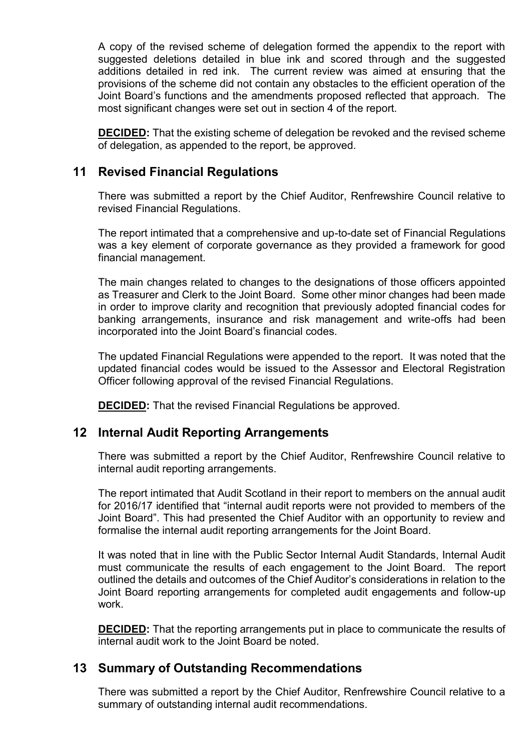A copy of the revised scheme of delegation formed the appendix to the report with suggested deletions detailed in blue ink and scored through and the suggested additions detailed in red ink. The current review was aimed at ensuring that the provisions of the scheme did not contain any obstacles to the efficient operation of the Joint Board's functions and the amendments proposed reflected that approach. The most significant changes were set out in section 4 of the report.

**DECIDED:** That the existing scheme of delegation be revoked and the revised scheme of delegation, as appended to the report, be approved.

## 11 Revised Financial Regulations

There was submitted a report by the Chief Auditor, Renfrewshire Council relative to revised Financial Regulations.

The report intimated that a comprehensive and up-to-date set of Financial Regulations was a key element of corporate governance as they provided a framework for good financial management.

The main changes related to changes to the designations of those officers appointed as Treasurer and Clerk to the Joint Board. Some other minor changes had been made in order to improve clarity and recognition that previously adopted financial codes for banking arrangements, insurance and risk management and write-offs had been incorporated into the Joint Board's financial codes.

The updated Financial Regulations were appended to the report. It was noted that the updated financial codes would be issued to the Assessor and Electoral Registration Officer following approval of the revised Financial Regulations.

**DECIDED:** That the revised Financial Regulations be approved.

## 12 Internal Audit Reporting Arrangements

There was submitted a report by the Chief Auditor, Renfrewshire Council relative to internal audit reporting arrangements.

The report intimated that Audit Scotland in their report to members on the annual audit for 2016/17 identified that "internal audit reports were not provided to members of the Joint Board". This had presented the Chief Auditor with an opportunity to review and formalise the internal audit reporting arrangements for the Joint Board.

It was noted that in line with the Public Sector Internal Audit Standards, Internal Audit must communicate the results of each engagement to the Joint Board. The report outlined the details and outcomes of the Chief Auditor's considerations in relation to the Joint Board reporting arrangements for completed audit engagements and follow-up work.

**DECIDED:** That the reporting arrangements put in place to communicate the results of internal audit work to the Joint Board be noted.

## 13 Summary of Outstanding Recommendations

There was submitted a report by the Chief Auditor, Renfrewshire Council relative to a summary of outstanding internal audit recommendations.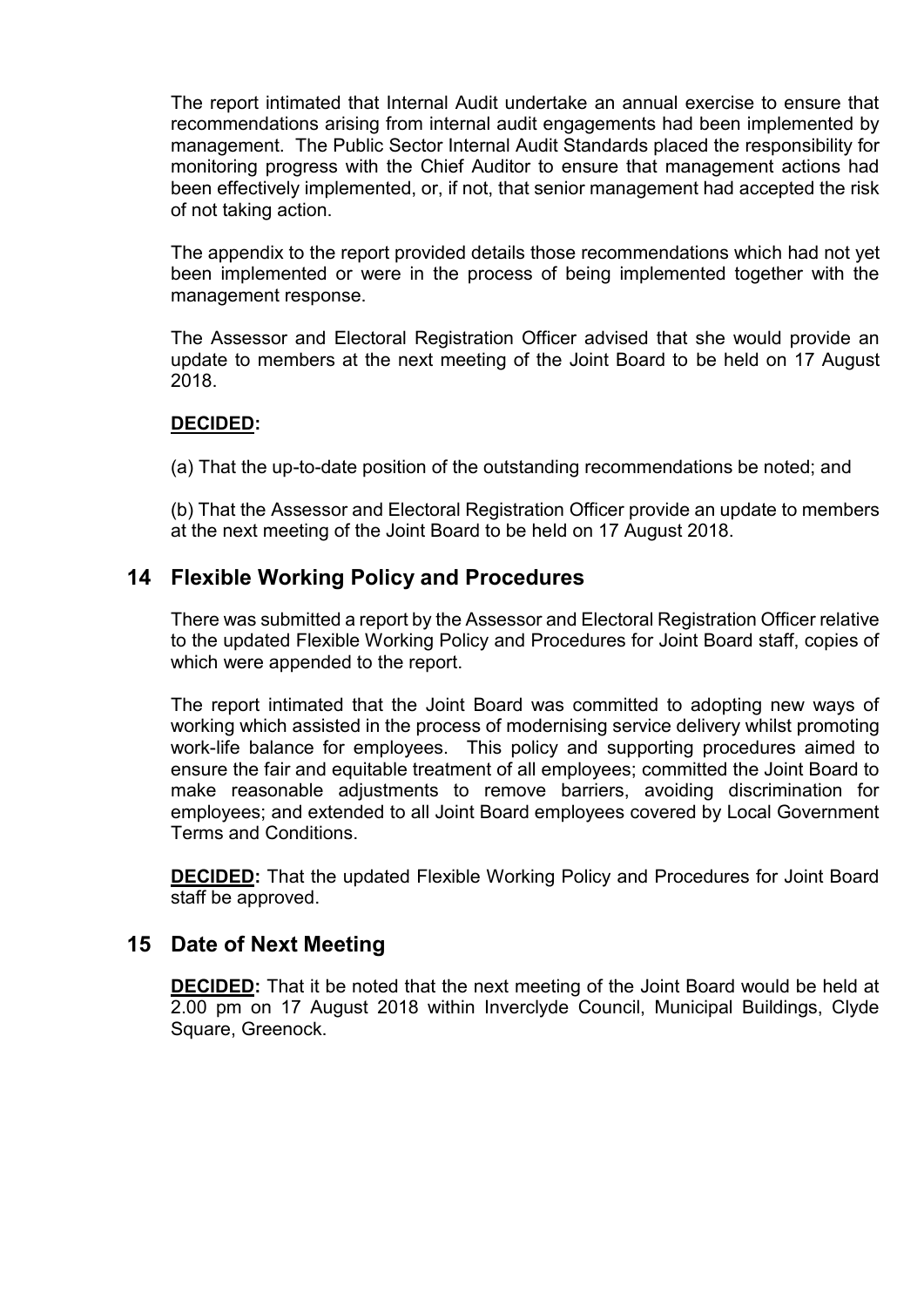The report intimated that Internal Audit undertake an annual exercise to ensure that recommendations arising from internal audit engagements had been implemented by management. The Public Sector Internal Audit Standards placed the responsibility for monitoring progress with the Chief Auditor to ensure that management actions had been effectively implemented, or, if not, that senior management had accepted the risk of not taking action.

The appendix to the report provided details those recommendations which had not yet been implemented or were in the process of being implemented together with the management response.

The Assessor and Electoral Registration Officer advised that she would provide an update to members at the next meeting of the Joint Board to be held on 17 August 2018.

**DECIDED:**

(a) That the up-to-date position of the outstanding recommendations be noted; and

(b) That the Assessor and Electoral Registration Officer provide an update to members at the next meeting of the Joint Board to be held on 17 August 2018.

## 14 Flexible Working Policy and Procedures

There was submitted a report by the Assessor and Electoral Registration Officer relative to the updated Flexible Working Policy and Procedures for Joint Board staff, copies of which were appended to the report.

The report intimated that the Joint Board was committed to adopting new ways of working which assisted in the process of modernising service delivery whilst promoting work-life balance for employees. This policy and supporting procedures aimed to ensure the fair and equitable treatment of all employees; committed the Joint Board to make reasonable adjustments to remove barriers, avoiding discrimination for employees; and extended to all Joint Board employees covered by Local Government Terms and Conditions.

**DECIDED:** That the updated Flexible Working Policy and Procedures for Joint Board staff be approved.

## 15 Date of Next Meeting

**DECIDED:** That it be noted that the next meeting of the Joint Board would be held at 2.00 pm on 17 August 2018 within Inverclyde Council, Municipal Buildings, Clyde Square, Greenock.